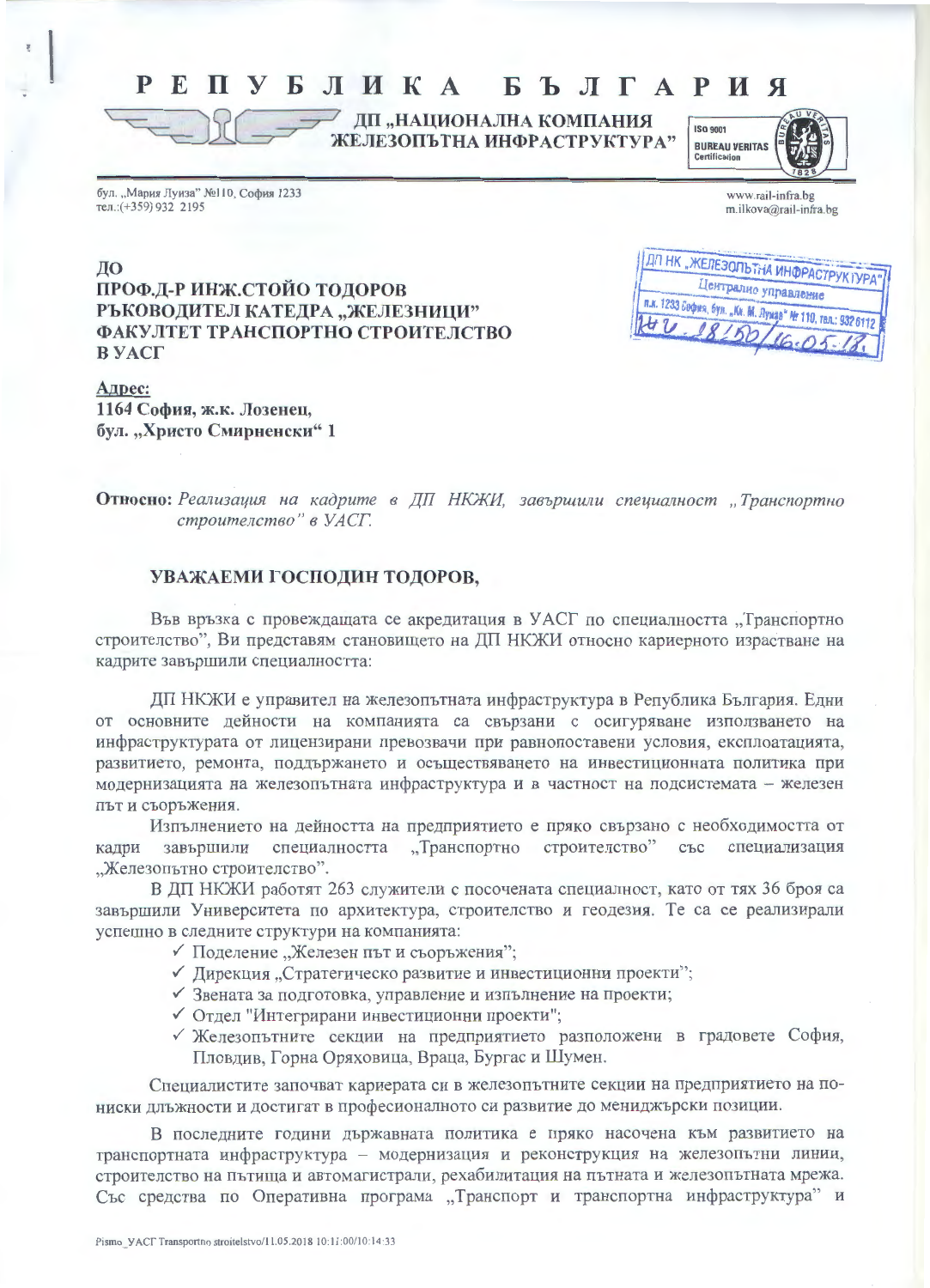# РЕПУБЛИКА БЪЛГАРИЯ

**ДП „НАЦИОНАЛНА КОМПАНИЯ ЖЕЛЕЗОПЪТНА ИНФРАСТРУКТУРА"**

ISO 9001 BUREAU VERITAS Certification

бул. „Мария Луиза" №110, София 1233
тел.:(+359) 932 2195

www.rail-infra.bg
m.ilkova@rail-infra.bg

ДП НК „ЖЕЛЕЗОПЪТНА ИНФРАСТРУКТУРА"
Централно управление
п.к. 1233 София, бул. „Кн. М. Луиза" № 110, тел.: 9326112
Изх. 18150/16.05.18.

**ДО**
**ПРОФ.Д-Р ИНЖ.СТОЙО ТОДОРОВ**
**РЪКОВОДИТЕЛ КАТЕДРА „ЖЕЛЕЗНИЦИ"**
**ФАКУЛТЕТ ТРАНСПОРТНО СТРОИТЕЛСТВО**
**В УАСГ**

**Адрес:**
**1164 София, ж.к. Лозенец,**
**бул. „Христо Смирненски" 1**

**Относно:** *Реализация на кадрите в ДП НКЖИ, завършили специалност „Транспортно строителство" в УАСГ.*

**УВАЖАЕМИ ГОСПОДИН ТОДОРОВ,**

Във връзка с провеждащата се акредитация в УАСГ по специалността „Транспортно строителство", Ви представям становището на ДП НКЖИ относно кариерното израстване на кадрите завършили специалността:

ДП НКЖИ е управител на железопътната инфраструктура в Република България. Едни от основните дейности на компанията са свързани с осигуряване използването на инфраструктурата от лицензирани превозвачи при равнопоставени условия, експлоатацията, развитието, ремонта, поддържането и осъществяването на инвестиционната политика при модернизацията на железопътната инфраструктура и в частност на подсистемата – железен път и съоръжения.

Изпълнението на дейността на предприятието е пряко свързано с необходимостта от кадри завършили специалността „Транспортно строителство" със специализация „Железопътно строителство".

В ДП НКЖИ работят 263 служители с посочената специалност, като от тях 36 броя са завършили Университета по архитектура, строителство и геодезия. Те са се реализирали успешно в следните структури на компанията:

- ✓ Поделение „Железен път и съоръжения";
- ✓ Дирекция „Стратегическо развитие и инвестиционни проекти";
- ✓ Звената за подготовка, управление и изпълнение на проекти;
- ✓ Отдел "Интегрирани инвестиционни проекти";
- ✓ Железопътните секции на предприятието разположени в градовете София, Пловдив, Горна Оряховица, Враца, Бургас и Шумен.

Специалистите започват кариерата си в железопътните секции на предприятието на по-ниски длъжности и достигат в професионалното си развитие до мениджърски позиции.

В последните години държавната политика е пряко насочена към развитието на транспортната инфраструктура – модернизация и реконструкция на железопътни линии, строителство на пътища и автомагистрали, рехабилитация на пътната и железопътната мрежа. Със средства по Оперативна програма „Транспорт и транспортна инфраструктура" и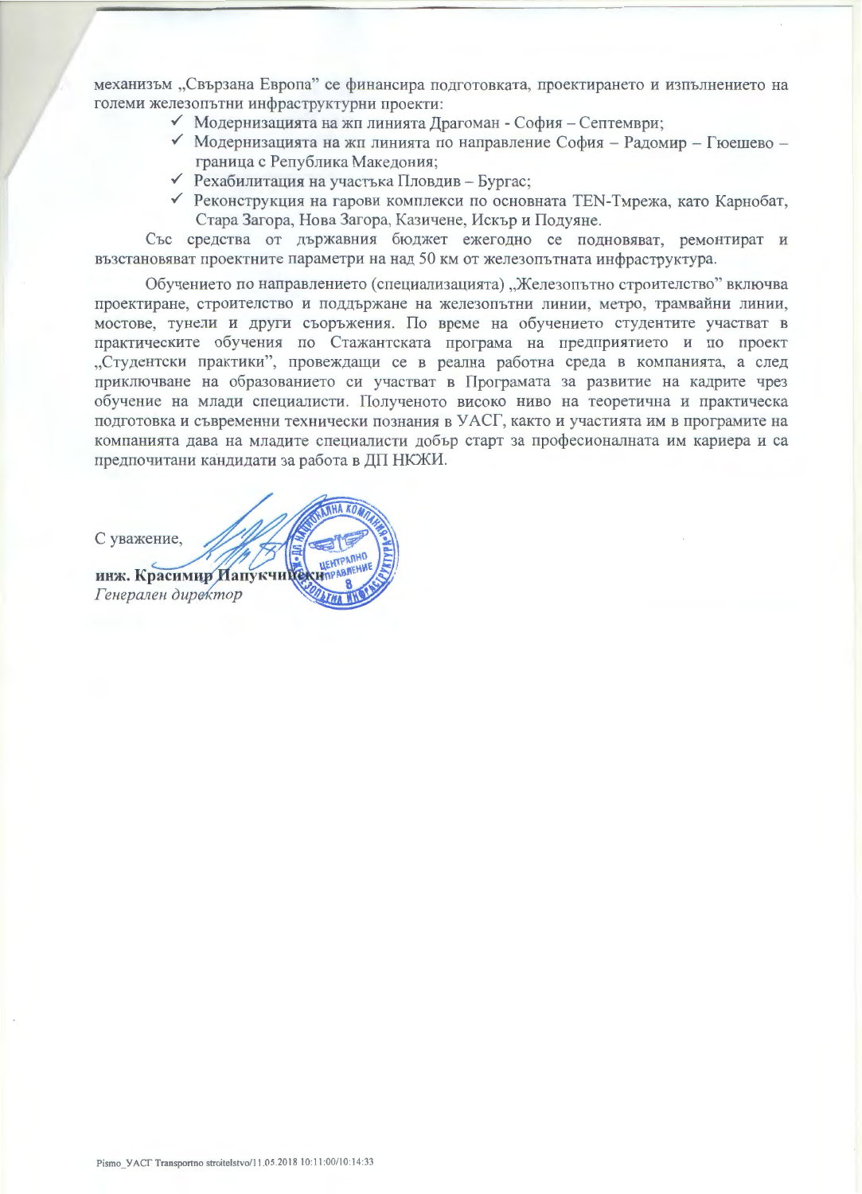механизъм „Свързана Европа" се финансира подготовката, проектирането и изпълнението на големи железопътни инфраструктурни проекти:

- ✓ Модернизацията на жп линията Драгоман - София – Септември;
- ✓ Модернизацията на жп линията по направление София – Радомир – Гюешево – граница с Република Македония;
- ✓ Рехабилитация на участъка Пловдив – Бургас;
- ✓ Реконструкция на гарови комплекси по основната TEN-Тмрежа, като Карнобат, Стара Загора, Нова Загора, Казичене, Искър и Подуяне.

Със средства от държавния бюджет ежегодно се подновяват, ремонтират и възстановяват проектните параметри на над 50 км от железопътната инфраструктура.

Обучението по направлението (специализацията) „Железопътно строителство" включва проектиране, строителство и поддържане на железопътни линии, метро, трамвайни линии, мостове, тунели и други съоръжения. По време на обучението студентите участват в практическите обучения по Стажантската програма на предприятието и по проект „Студентски практики", провеждащи се в реална работна среда в компанията, а след приключване на образованието си участват в Програмата за развитие на кадрите чрез обучение на млади специалисти. Полученото високо ниво на теоретична и практическа подготовка и съвременни технически познания в УАСГ, както и участията им в програмите на компанията дава на младите специалисти добър старт за професионалната им кариера и са предпочитани кандидати за работа в ДП НКЖИ.

С уважение,

**инж. Красимир Папукчийски**
*Генерален директор*

Pismo_УАСГ Transportno stroitelstvo/11.05.2018 10:11:00/10:14:33